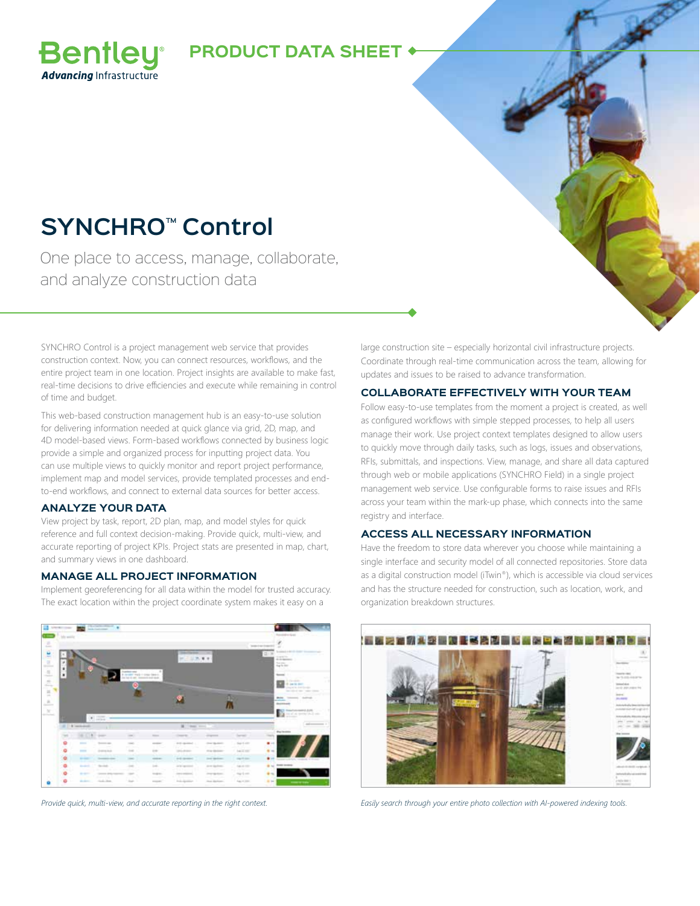Bentley® *Advancing* Infrastructure

**PRODUCT DATA SHEET**

# SYNCHRO™ Control

One place to access, manage, collaborate, and analyze construction data

SYNCHRO Control is a project management web service that provides construction context. Now, you can connect resources, workflows, and the entire project team in one location. Project insights are available to make fast, real-time decisions to drive efficiencies and execute while remaining in control of time and budget.

This web-based construction management hub is an easy-to-use solution for delivering information needed at quick glance via grid, 2D, map, and 4D model-based views. Form-based workflows connected by business logic provide a simple and organized process for inputting project data. You can use multiple views to quickly monitor and report project performance, implement map and model services, provide templated processes and end-to-end workflows, and connect to external data sources for better access.

## ANALYZE YOUR DATA

View project by task, report, 2D plan, map, and model styles for quick reference and full context decision-making. Provide quick, multi-view, and accurate reporting of project KPIs. Project stats are presented in map, chart, and summary views in one dashboard.

## MANAGE ALL PROJECT INFORMATION

Implement georeferencing for all data within the model for trusted accuracy. The exact location within the project coordinate system makes it easy on a large construction site – especially horizontal civil infrastructure projects. Coordinate through real-time communication across the team, allowing for updates and issues to be raised to advance transformation.

## COLLABORATE EFFECTIVELY WITH YOUR TEAM

Follow easy-to-use templates from the moment a project is created, as well as configured workflows with simple stepped processes, to help all users manage their work. Use project context templates designed to allow users to quickly move through daily tasks, such as logs, issues and observations, RFIs, submittals, and inspections. View, manage, and share all data captured through web or mobile applications (SYNCHRO Field) in a single project management web service. Use configurable forms to raise issues and RFIs across your team within the mark-up phase, which connects into the same registry and interface.

## ACCESS ALL NECESSARY INFORMATION

Have the freedom to store data wherever you choose while maintaining a single interface and security model of all connected repositories. Store data as a digital construction model (iTwin®), which is accessible via cloud services and has the structure needed for construction, such as location, work, and organization breakdown structures.

*Provide quick, multi-view, and accurate reporting in the right context.*

*Easily search through your entire photo collection with AI-powered indexing tools.*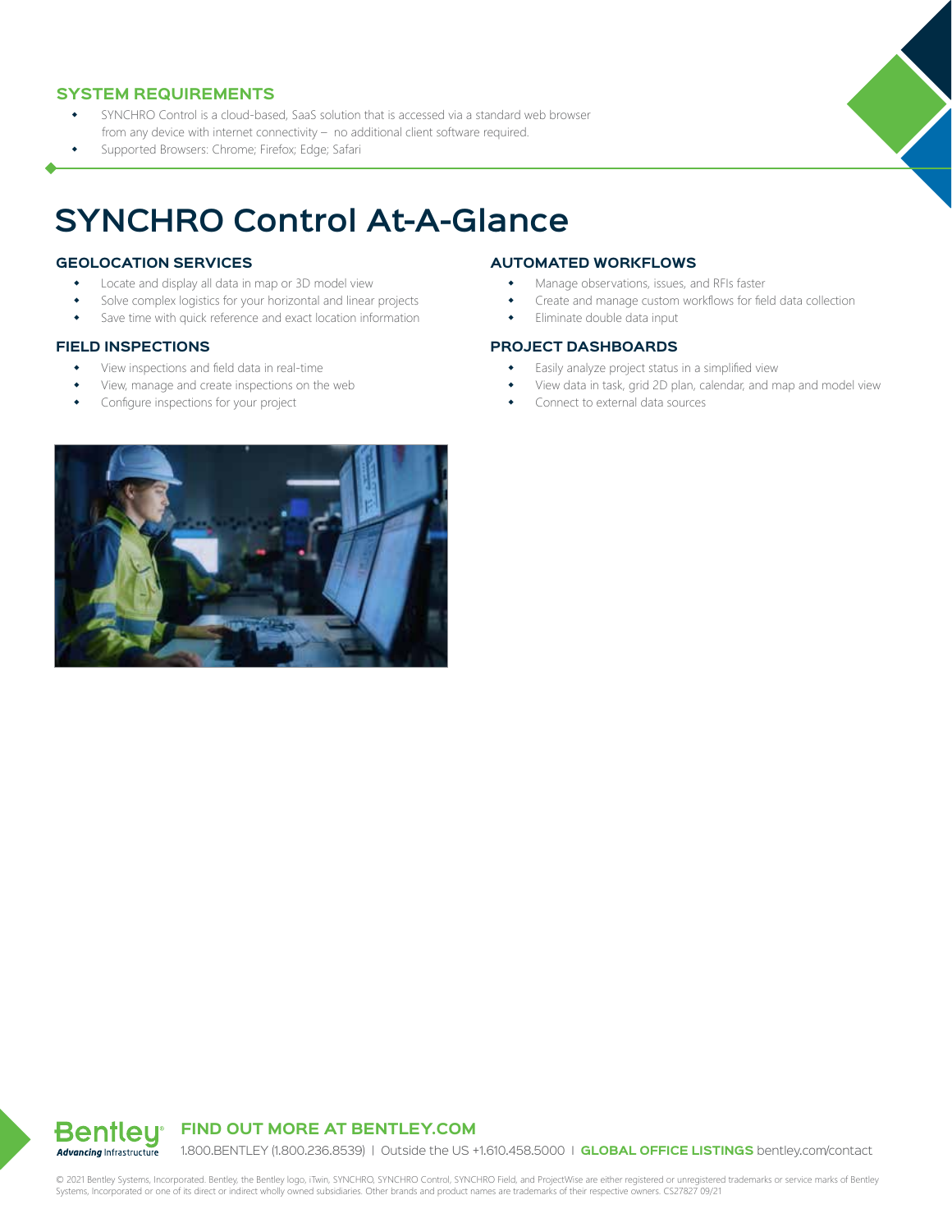## SYSTEM REQUIREMENTS

- SYNCHRO Control is a cloud-based, SaaS solution that is accessed via a standard web browser from any device with internet connectivity – no additional client software required.
- Supported Browsers: Chrome; Firefox; Edge; Safari

# SYNCHRO Control At-A-Glance

### GEOLOCATION SERVICES

- Locate and display all data in map or 3D model view
- Solve complex logistics for your horizontal and linear projects
- Save time with quick reference and exact location information

### FIELD INSPECTIONS

- View inspections and field data in real-time
- View, manage and create inspections on the web
- Configure inspections for your project

### AUTOMATED WORKFLOWS

- Manage observations, issues, and RFIs faster
- Create and manage custom workflows for field data collection
- Eliminate double data input

### PROJECT DASHBOARDS

- Easily analyze project status in a simplified view
- View data in task, grid 2D plan, calendar, and map and model view
- Connect to external data sources

**Bentley®** *Advancing Infrastructure*

**FIND OUT MORE AT BENTLEY.COM**

1.800.BENTLEY (1.800.236.8539) | Outside the US +1.610.458.5000 | **GLOBAL OFFICE LISTINGS** bentley.com/contact

© 2021 Bentley Systems, Incorporated. Bentley, the Bentley logo, iTwin, SYNCHRO, SYNCHRO Control, SYNCHRO Field, and ProjectWise are either registered or unregistered trademarks or service marks of Bentley Systems, Incorporated or one of its direct or indirect wholly owned subsidiaries. Other brands and product names are trademarks of their respective owners. CS27827 09/21